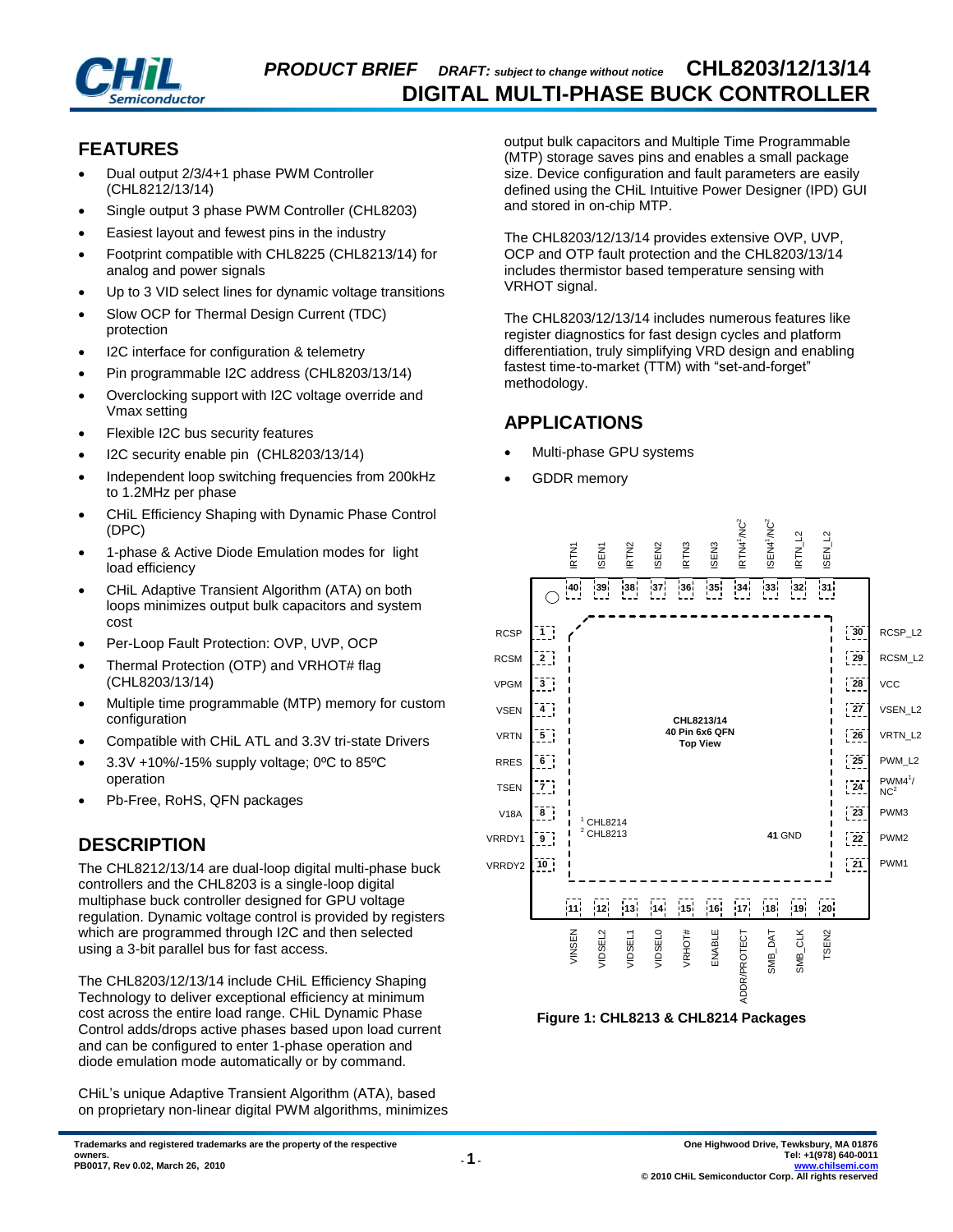# PRODUCT BRIEF *DRAFT: subject to change without notice* CHL8203/12/13/14

# DIGITAL MULTI-PHASE BUCK CONTROLLER

## FEATURES

- Dual output 2/3/4+1 phase PWM Controller (CHL8212/13/14)
- Single output 3 phase PWM Controller (CHL8203)
- Easiest layout and fewest pins in the industry
- Footprint compatible with CHL8225 (CHL8213/14) for analog and power signals
- Up to 3 VID select lines for dynamic voltage transitions
- Slow OCP for Thermal Design Current (TDC) protection
- I2C interface for configuration & telemetry
- Pin programmable I2C address (CHL8203/13/14)
- Overclocking support with I2C voltage override and Vmax setting
- Flexible I2C bus security features
- I2C security enable pin (CHL8203/13/14)
- Independent loop switching frequencies from 200kHz to 1.2MHz per phase
- CHiL Efficiency Shaping with Dynamic Phase Control (DPC)
- 1-phase & Active Diode Emulation modes for light load efficiency
- CHiL Adaptive Transient Algorithm (ATA) on both loops minimizes output bulk capacitors and system cost
- Per-Loop Fault Protection: OVP, UVP, OCP
- Thermal Protection (OTP) and VRHOT# flag (CHL8203/13/14)
- Multiple time programmable (MTP) memory for custom configuration
- Compatible with CHiL ATL and 3.3V tri-state Drivers
- 3.3V +10%/-15% supply voltage; 0ºC to 85ºC operation
- Pb-Free, RoHS, QFN packages

## DESCRIPTION

The CHL8212/13/14 are dual-loop digital multi-phase buck controllers and the CHL8203 is a single-loop digital multiphase buck controller designed for GPU voltage regulation. Dynamic voltage control is provided by registers which are programmed through I2C and then selected using a 3-bit parallel bus for fast access.

The CHL8203/12/13/14 include CHiL Efficiency Shaping Technology to deliver exceptional efficiency at minimum cost across the entire load range. CHiL Dynamic Phase Control adds/drops active phases based upon load current and can be configured to enter 1-phase operation and diode emulation mode automatically or by command.

CHiL's unique Adaptive Transient Algorithm (ATA), based on proprietary non-linear digital PWM algorithms, minimizes output bulk capacitors and Multiple Time Programmable (MTP) storage saves pins and enables a small package size. Device configuration and fault parameters are easily defined using the CHiL Intuitive Power Designer (IPD) GUI and stored in on-chip MTP.

The CHL8203/12/13/14 provides extensive OVP, UVP, OCP and OTP fault protection and the CHL8203/13/14 includes thermistor based temperature sensing with VRHOT signal.

The CHL8203/12/13/14 includes numerous features like register diagnostics for fast design cycles and platform differentiation, truly simplifying VRD design and enabling fastest time-to-market (TTM) with "set-and-forget" methodology.

## APPLICATIONS

- Multi-phase GPU systems
- GDDR memory

CHL8213/14 40 Pin 6x6 QFN Top View

| Pin | Name | Pin | Name |
|---|---|---|---|
| 1 | RCSP | 21 | PWM1 |
| 2 | RCSM | 22 | PWM2 |
| 3 | VPGM | 23 | PWM3 |
| 4 | VSEN | 24 | PWM4[1]/NC[2] |
| 5 | VRTN | 25 | PWM_L2 |
| 6 | RRES | 26 | VRTN_L2 |
| 7 | TSEN | 27 | VSEN_L2 |
| 8 | V18A | 28 | VCC |
| 9 | VRRDY1 | 29 | RCSM_L2 |
| 10 | VRRDY2 | 30 | RCSP_L2 |
| 11 | VINSEN | 31 | ISEN_L2 |
| 12 | VIDSEL2 | 32 | IRTN_L2 |
| 13 | VIDSEL1 | 33 | ISEN4[1]/NC[2] |
| 14 | VIDSEL0 | 34 | IRTN4[1]/NC[2] |
| 15 | VRHOT# | 35 | ISEN3 |
| 16 | ENABLE | 36 | IRTN3 |
| 17 | ADDR/PROTECT | 37 | ISEN2 |
| 18 | SMB_DAT | 38 | IRTN2 |
| 19 | SMB_CLK | 39 | ISEN1 |
| 20 | TSEN2 | 40 | IRTN1 |
|  |  | 41 | GND |

[1] CHL8214
[2] CHL8213

**Figure 1: CHL8213 & CHL8214 Packages**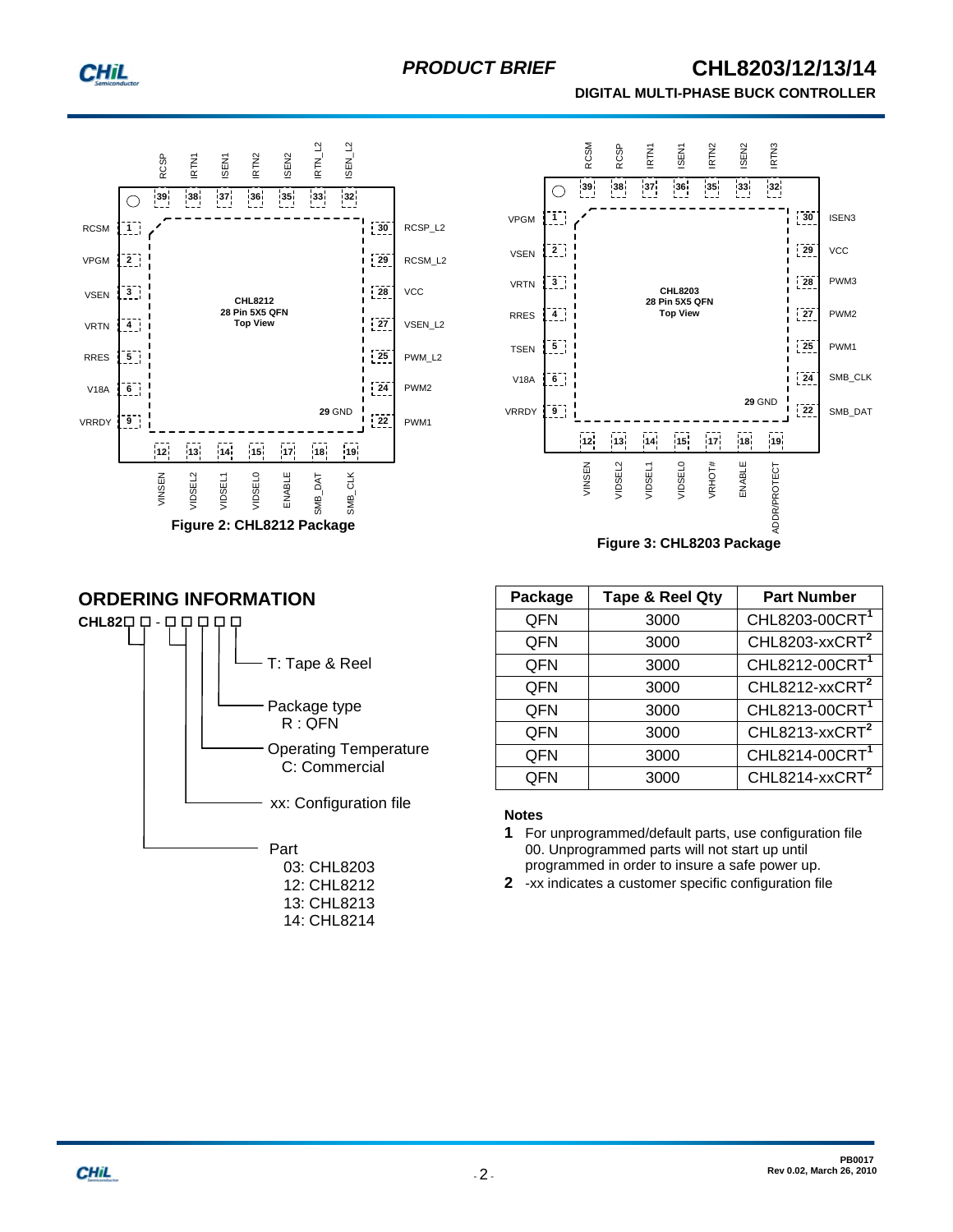Figure 2: CHL8212 Package

Figure 3: CHL8203 Package

## ORDERING INFORMATION

**CHL82□ □ - □ □ □ □ □**

- T: Tape & Reel
- Package type
  R : QFN
- Operating Temperature
  C: Commercial
- xx: Configuration file
- Part
  03: CHL8203
  12: CHL8212
  13: CHL8213
  14: CHL8214

| Package | Tape & Reel Qty | Part Number |
| --- | --- | --- |
| QFN | 3000 | CHL8203-00CRT[1] |
| QFN | 3000 | CHL8203-xxCRT[2] |
| QFN | 3000 | CHL8212-00CRT[1] |
| QFN | 3000 | CHL8212-xxCRT[2] |
| QFN | 3000 | CHL8213-00CRT[1] |
| QFN | 3000 | CHL8213-xxCRT[2] |
| QFN | 3000 | CHL8214-00CRT[1] |
| QFN | 3000 | CHL8214-xxCRT[2] |

**Notes**

1. For unprogrammed/default parts, use configuration file 00. Unprogrammed parts will not start up until programmed in order to insure a safe power up.
2. -xx indicates a customer specific configuration file